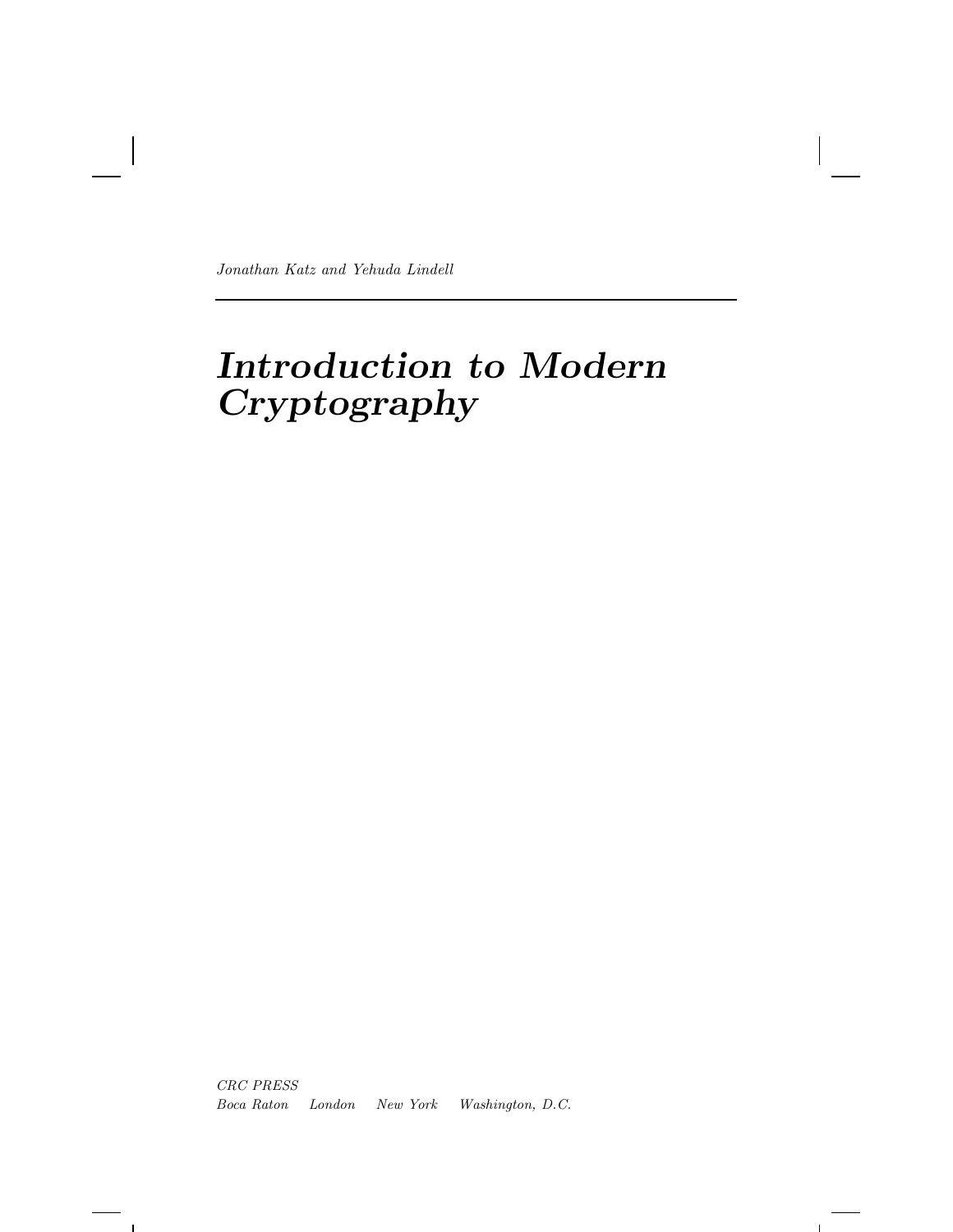*Jonathan Katz and Yehuda Lindell*

# *Introduction to Modern Cryptography*

*CRC PRESS*
*Boca Raton London New York Washington, D.C.*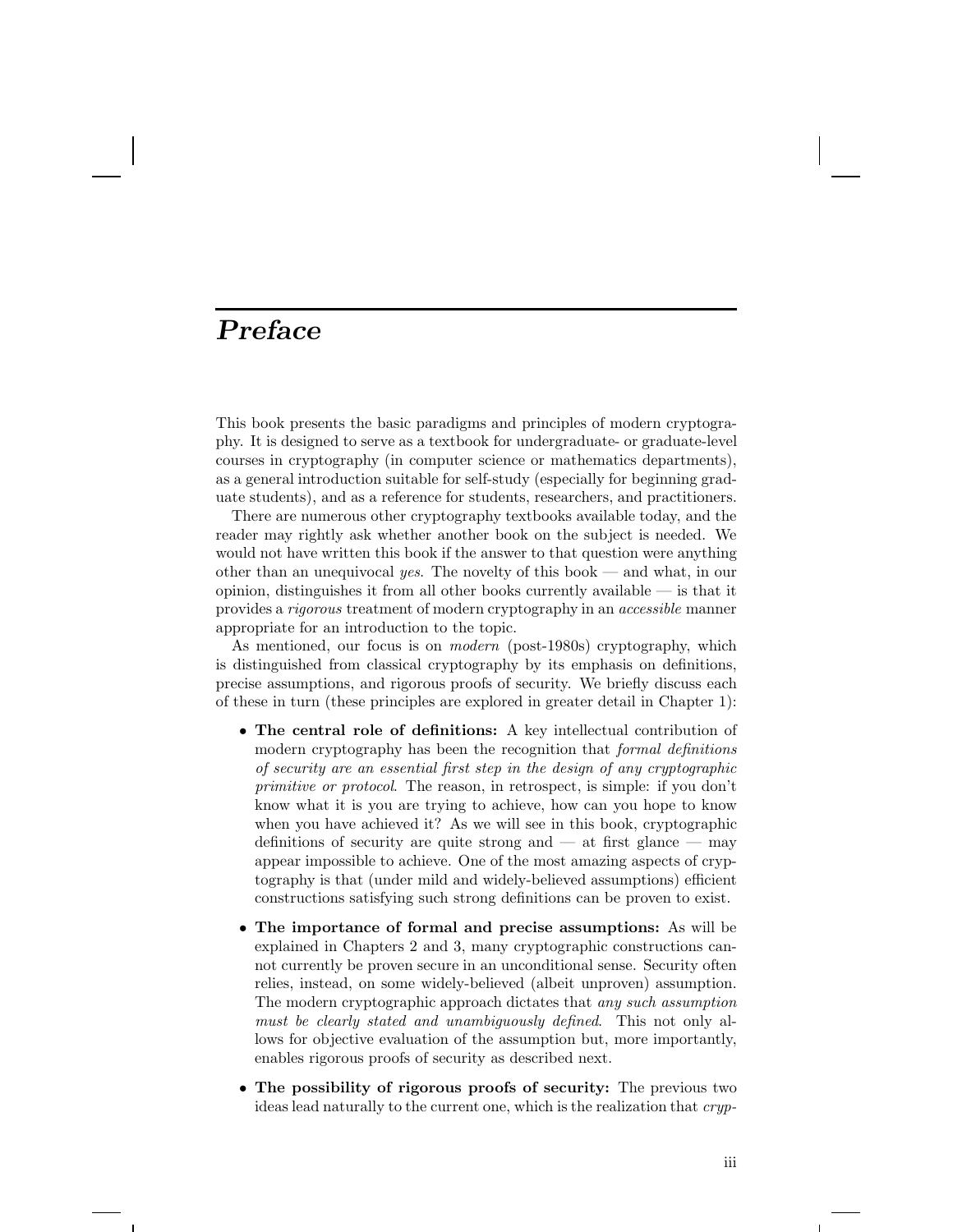# *Preface*

This book presents the basic paradigms and principles of modern cryptography. It is designed to serve as a textbook for undergraduate- or graduate-level courses in cryptography (in computer science or mathematics departments), as a general introduction suitable for self-study (especially for beginning graduate students), and as a reference for students, researchers, and practitioners.

There are numerous other cryptography textbooks available today, and the reader may rightly ask whether another book on the subject is needed. We would not have written this book if the answer to that question were anything other than an unequivocal *yes*. The novelty of this book — and what, in our opinion, distinguishes it from all other books currently available — is that it provides a *rigorous* treatment of modern cryptography in an *accessible* manner appropriate for an introduction to the topic.

As mentioned, our focus is on *modern* (post-1980s) cryptography, which is distinguished from classical cryptography by its emphasis on definitions, precise assumptions, and rigorous proofs of security. We briefly discuss each of these in turn (these principles are explored in greater detail in Chapter 1):

- **The central role of definitions:** A key intellectual contribution of modern cryptography has been the recognition that *formal definitions of security are an essential first step in the design of any cryptographic primitive or protocol*. The reason, in retrospect, is simple: if you don't know what it is you are trying to achieve, how can you hope to know when you have achieved it? As we will see in this book, cryptographic definitions of security are quite strong and — at first glance — may appear impossible to achieve. One of the most amazing aspects of cryptography is that (under mild and widely-believed assumptions) efficient constructions satisfying such strong definitions can be proven to exist.
- **The importance of formal and precise assumptions:** As will be explained in Chapters 2 and 3, many cryptographic constructions cannot currently be proven secure in an unconditional sense. Security often relies, instead, on some widely-believed (albeit unproven) assumption. The modern cryptographic approach dictates that *any such assumption must be clearly stated and unambiguously defined*. This not only allows for objective evaluation of the assumption but, more importantly, enables rigorous proofs of security as described next.
- **The possibility of rigorous proofs of security:** The previous two ideas lead naturally to the current one, which is the realization that *cryp-*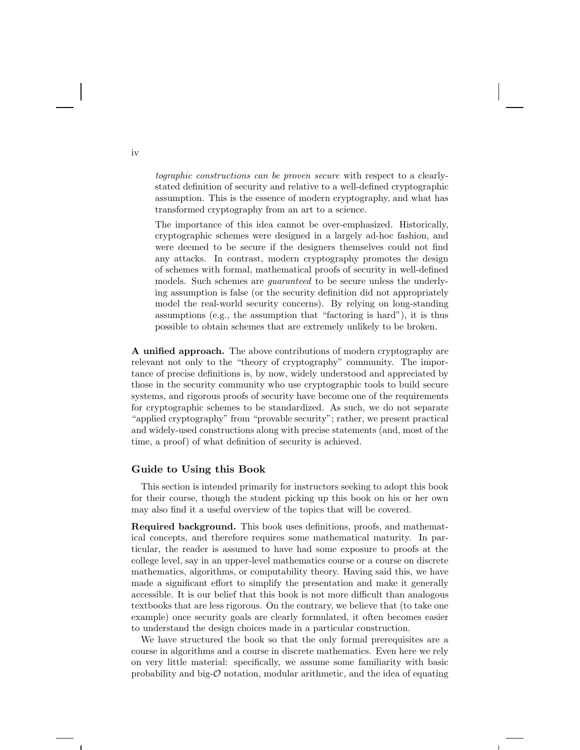*tographic constructions can be proven secure* with respect to a clearly-stated definition of security and relative to a well-defined cryptographic assumption. This is the essence of modern cryptography, and what has transformed cryptography from an art to a science.

The importance of this idea cannot be over-emphasized. Historically, cryptographic schemes were designed in a largely ad-hoc fashion, and were deemed to be secure if the designers themselves could not find any attacks. In contrast, modern cryptography promotes the design of schemes with formal, mathematical proofs of security in well-defined models. Such schemes are *guaranteed* to be secure unless the underlying assumption is false (or the security definition did not appropriately model the real-world security concerns). By relying on long-standing assumptions (e.g., the assumption that "factoring is hard"), it is thus possible to obtain schemes that are extremely unlikely to be broken.

**A unified approach.** The above contributions of modern cryptography are relevant not only to the "theory of cryptography" community. The importance of precise definitions is, by now, widely understood and appreciated by those in the security community who use cryptographic tools to build secure systems, and rigorous proofs of security have become one of the requirements for cryptographic schemes to be standardized. As such, we do not separate "applied cryptography" from "provable security"; rather, we present practical and widely-used constructions along with precise statements (and, most of the time, a proof) of what definition of security is achieved.

### Guide to Using this Book

This section is intended primarily for instructors seeking to adopt this book for their course, though the student picking up this book on his or her own may also find it a useful overview of the topics that will be covered.

**Required background.** This book uses definitions, proofs, and mathematical concepts, and therefore requires some mathematical maturity. In particular, the reader is assumed to have had some exposure to proofs at the college level, say in an upper-level mathematics course or a course on discrete mathematics, algorithms, or computability theory. Having said this, we have made a significant effort to simplify the presentation and make it generally accessible. It is our belief that this book is not more difficult than analogous textbooks that are less rigorous. On the contrary, we believe that (to take one example) once security goals are clearly formulated, it often becomes easier to understand the design choices made in a particular construction.

We have structured the book so that the only formal prerequisites are a course in algorithms and a course in discrete mathematics. Even here we rely on very little material: specifically, we assume some familiarity with basic probability and big-$\mathcal{O}$ notation, modular arithmetic, and the idea of equating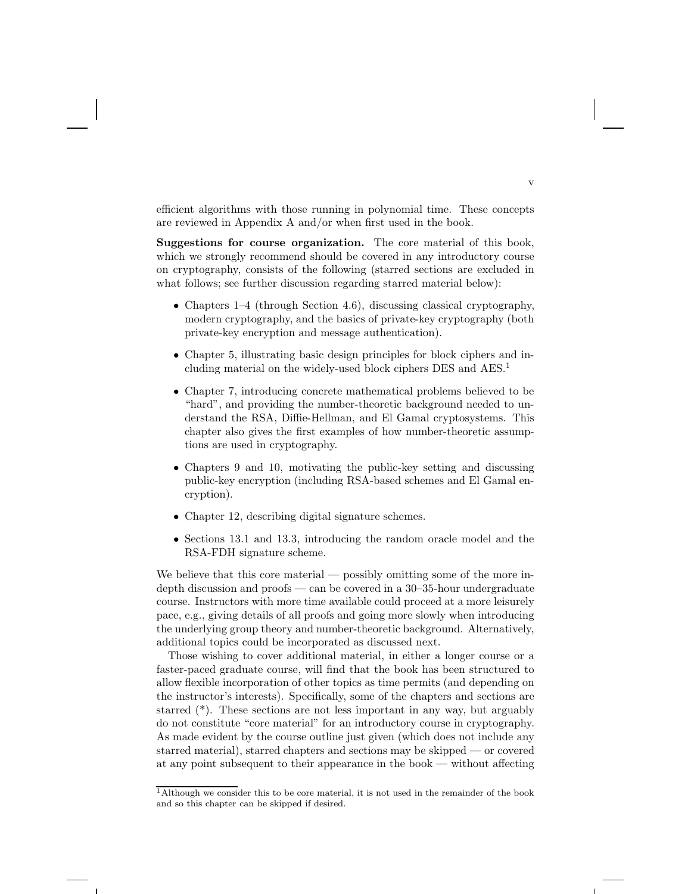efficient algorithms with those running in polynomial time. These concepts are reviewed in Appendix A and/or when first used in the book.

**Suggestions for course organization.** The core material of this book, which we strongly recommend should be covered in any introductory course on cryptography, consists of the following (starred sections are excluded in what follows; see further discussion regarding starred material below):

- Chapters 1–4 (through Section 4.6), discussing classical cryptography, modern cryptography, and the basics of private-key cryptography (both private-key encryption and message authentication).
- Chapter 5, illustrating basic design principles for block ciphers and including material on the widely-used block ciphers DES and AES.[1]
- Chapter 7, introducing concrete mathematical problems believed to be "hard", and providing the number-theoretic background needed to understand the RSA, Diffie-Hellman, and El Gamal cryptosystems. This chapter also gives the first examples of how number-theoretic assumptions are used in cryptography.
- Chapters 9 and 10, motivating the public-key setting and discussing public-key encryption (including RSA-based schemes and El Gamal encryption).
- Chapter 12, describing digital signature schemes.
- Sections 13.1 and 13.3, introducing the random oracle model and the RSA-FDH signature scheme.

We believe that this core material — possibly omitting some of the more in-depth discussion and proofs — can be covered in a 30–35-hour undergraduate course. Instructors with more time available could proceed at a more leisurely pace, e.g., giving details of all proofs and going more slowly when introducing the underlying group theory and number-theoretic background. Alternatively, additional topics could be incorporated as discussed next.

Those wishing to cover additional material, in either a longer course or a faster-paced graduate course, will find that the book has been structured to allow flexible incorporation of other topics as time permits (and depending on the instructor's interests). Specifically, some of the chapters and sections are starred (*). These sections are not less important in any way, but arguably do not constitute "core material" for an introductory course in cryptography. As made evident by the course outline just given (which does not include any starred material), starred chapters and sections may be skipped — or covered at any point subsequent to their appearance in the book — without affecting

[1] Although we consider this to be core material, it is not used in the remainder of the book and so this chapter can be skipped if desired.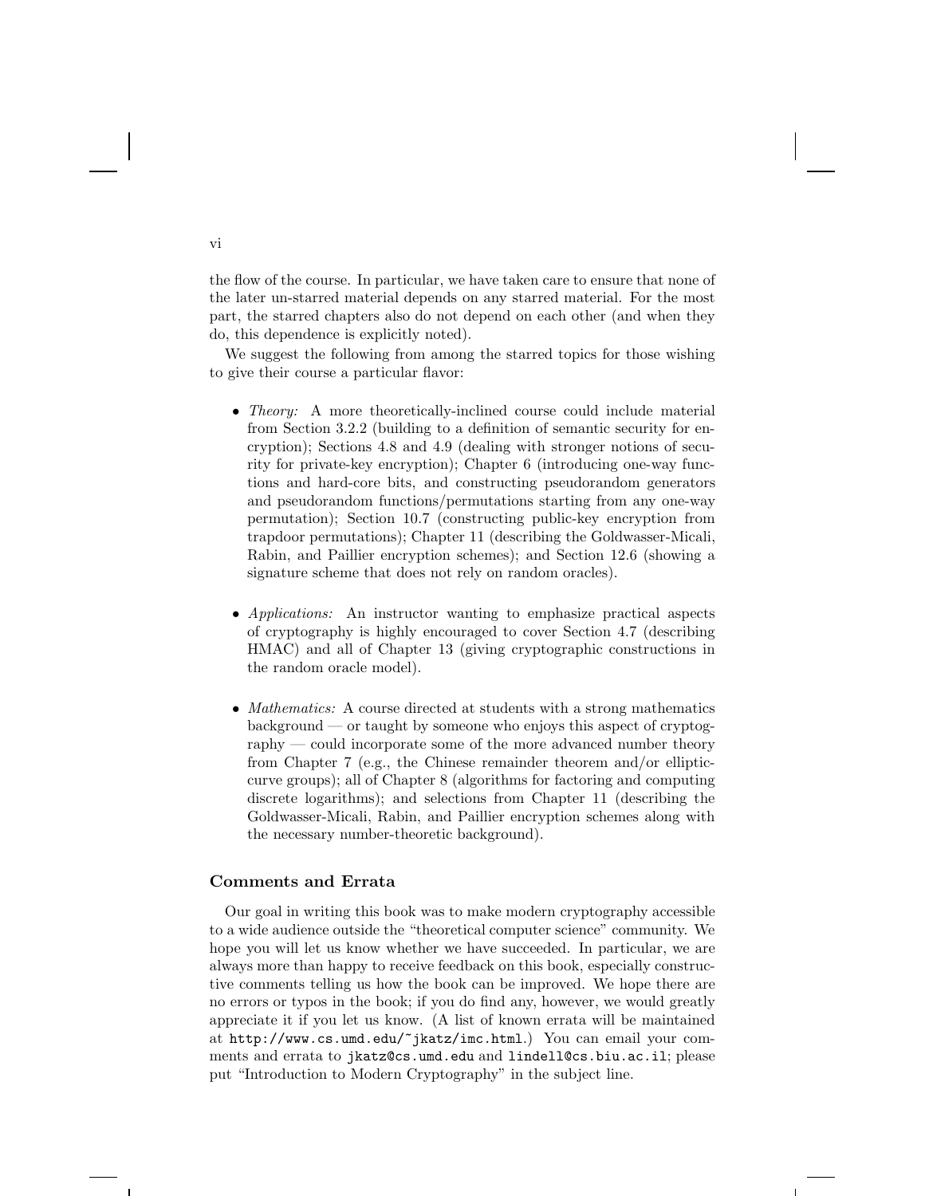the flow of the course. In particular, we have taken care to ensure that none of the later un-starred material depends on any starred material. For the most part, the starred chapters also do not depend on each other (and when they do, this dependence is explicitly noted).

We suggest the following from among the starred topics for those wishing to give their course a particular flavor:

- *Theory:* A more theoretically-inclined course could include material from Section 3.2.2 (building to a definition of semantic security for encryption); Sections 4.8 and 4.9 (dealing with stronger notions of security for private-key encryption); Chapter 6 (introducing one-way functions and hard-core bits, and constructing pseudorandom generators and pseudorandom functions/permutations starting from any one-way permutation); Section 10.7 (constructing public-key encryption from trapdoor permutations); Chapter 11 (describing the Goldwasser-Micali, Rabin, and Paillier encryption schemes); and Section 12.6 (showing a signature scheme that does not rely on random oracles).

- *Applications:* An instructor wanting to emphasize practical aspects of cryptography is highly encouraged to cover Section 4.7 (describing HMAC) and all of Chapter 13 (giving cryptographic constructions in the random oracle model).

- *Mathematics:* A course directed at students with a strong mathematics background — or taught by someone who enjoys this aspect of cryptography — could incorporate some of the more advanced number theory from Chapter 7 (e.g., the Chinese remainder theorem and/or elliptic-curve groups); all of Chapter 8 (algorithms for factoring and computing discrete logarithms); and selections from Chapter 11 (describing the Goldwasser-Micali, Rabin, and Paillier encryption schemes along with the necessary number-theoretic background).

### Comments and Errata

Our goal in writing this book was to make modern cryptography accessible to a wide audience outside the "theoretical computer science" community. We hope you will let us know whether we have succeeded. In particular, we are always more than happy to receive feedback on this book, especially constructive comments telling us how the book can be improved. We hope there are no errors or typos in the book; if you do find any, however, we would greatly appreciate it if you let us know. (A list of known errata will be maintained at `http://www.cs.umd.edu/~jkatz/imc.html`.) You can email your comments and errata to `jkatz@cs.umd.edu` and `lindell@cs.biu.ac.il`; please put "Introduction to Modern Cryptography" in the subject line.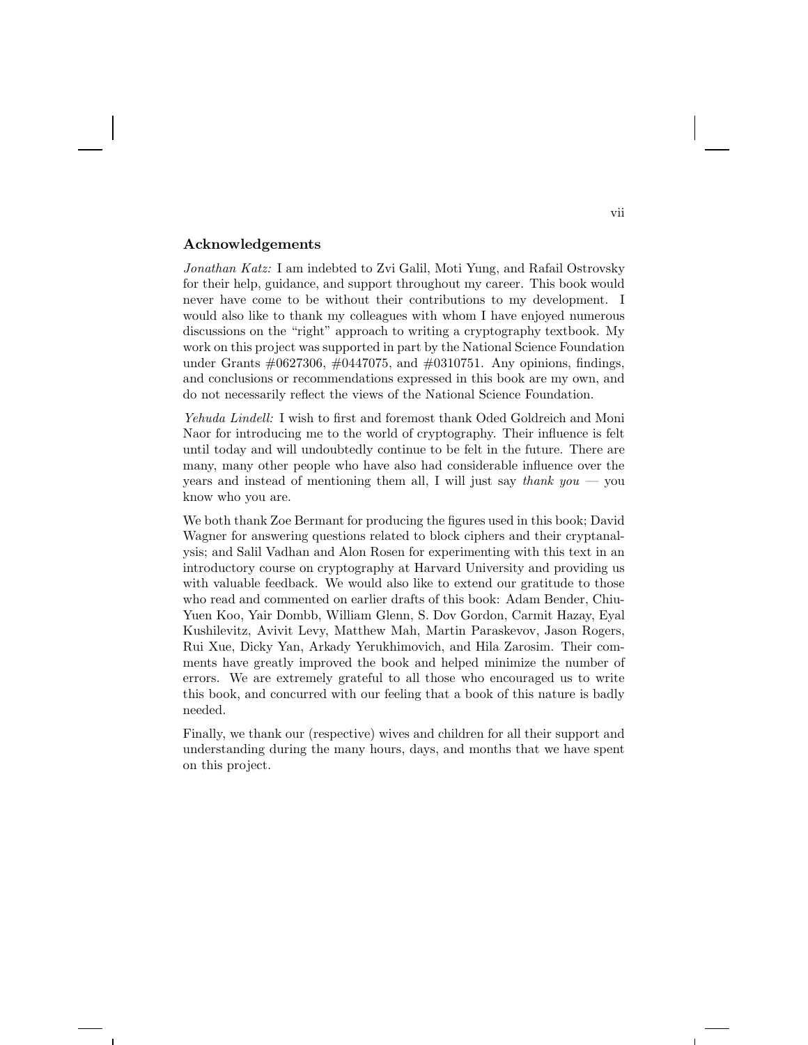## Acknowledgements

*Jonathan Katz:* I am indebted to Zvi Galil, Moti Yung, and Rafail Ostrovsky for their help, guidance, and support throughout my career. This book would never have come to be without their contributions to my development. I would also like to thank my colleagues with whom I have enjoyed numerous discussions on the "right" approach to writing a cryptography textbook. My work on this project was supported in part by the National Science Foundation under Grants #0627306, #0447075, and #0310751. Any opinions, findings, and conclusions or recommendations expressed in this book are my own, and do not necessarily reflect the views of the National Science Foundation.

*Yehuda Lindell:* I wish to first and foremost thank Oded Goldreich and Moni Naor for introducing me to the world of cryptography. Their influence is felt until today and will undoubtedly continue to be felt in the future. There are many, many other people who have also had considerable influence over the years and instead of mentioning them all, I will just say *thank you* — you know who you are.

We both thank Zoe Bermant for producing the figures used in this book; David Wagner for answering questions related to block ciphers and their cryptanalysis; and Salil Vadhan and Alon Rosen for experimenting with this text in an introductory course on cryptography at Harvard University and providing us with valuable feedback. We would also like to extend our gratitude to those who read and commented on earlier drafts of this book: Adam Bender, Chiu-Yuen Koo, Yair Dombb, William Glenn, S. Dov Gordon, Carmit Hazay, Eyal Kushilevitz, Avivit Levy, Matthew Mah, Martin Paraskevov, Jason Rogers, Rui Xue, Dicky Yan, Arkady Yerukhimovich, and Hila Zarosim. Their comments have greatly improved the book and helped minimize the number of errors. We are extremely grateful to all those who encouraged us to write this book, and concurred with our feeling that a book of this nature is badly needed.

Finally, we thank our (respective) wives and children for all their support and understanding during the many hours, days, and months that we have spent on this project.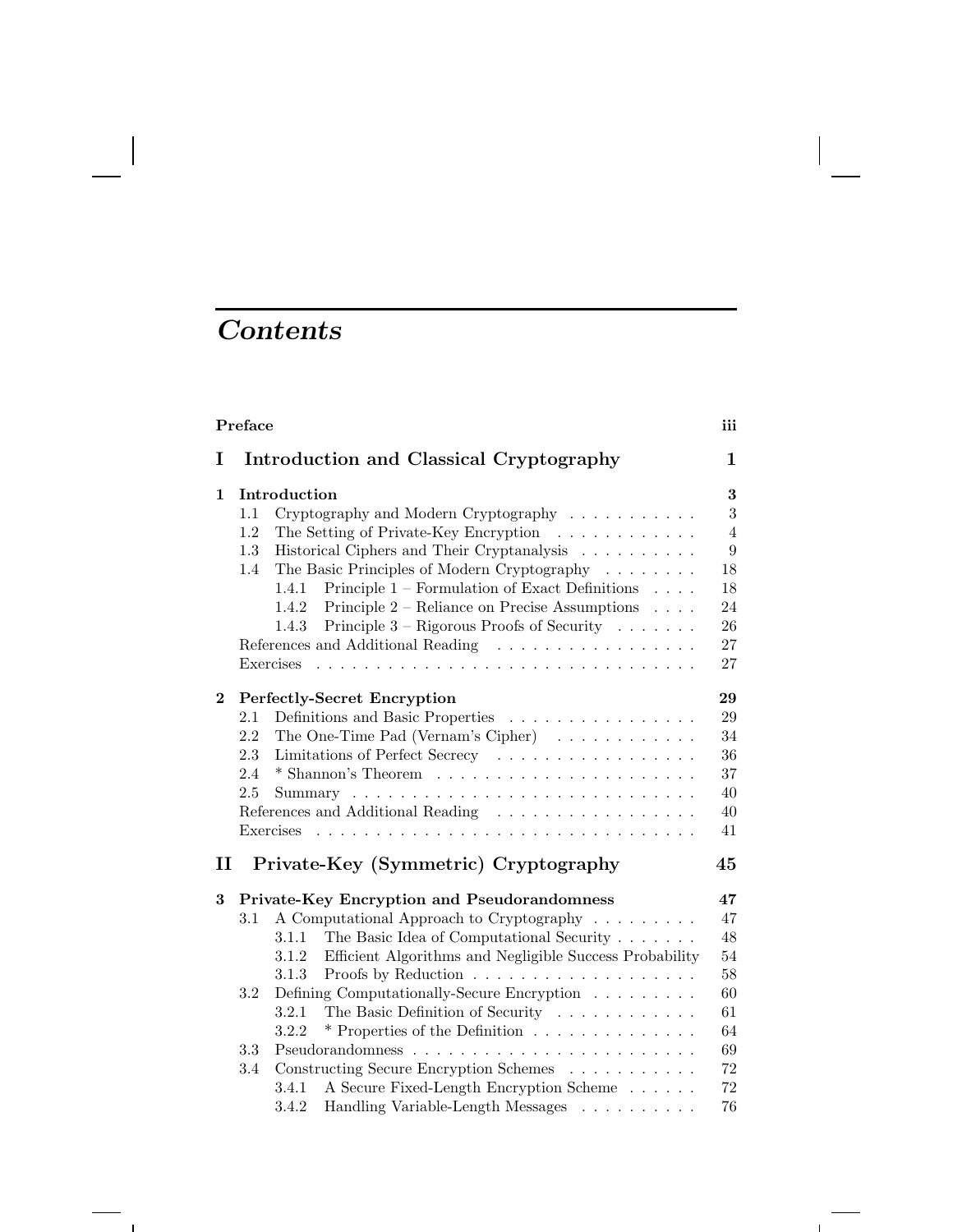# Contents

**Preface** **iii**

## I Introduction and Classical Cryptography — 1

**1 Introduction** **3**

- 1.1 Cryptography and Modern Cryptography . . . 3
- 1.2 The Setting of Private-Key Encryption . . . 4
- 1.3 Historical Ciphers and Their Cryptanalysis . . . 9
- 1.4 The Basic Principles of Modern Cryptography . . . 18
  - 1.4.1 Principle 1 – Formulation of Exact Definitions . . . 18
  - 1.4.2 Principle 2 – Reliance on Precise Assumptions . . . 24
  - 1.4.3 Principle 3 – Rigorous Proofs of Security . . . 26
- References and Additional Reading . . . 27
- Exercises . . . 27

**2 Perfectly-Secret Encryption** **29**

- 2.1 Definitions and Basic Properties . . . 29
- 2.2 The One-Time Pad (Vernam's Cipher) . . . 34
- 2.3 Limitations of Perfect Secrecy . . . 36
- 2.4 * Shannon's Theorem . . . 37
- 2.5 Summary . . . 40
- References and Additional Reading . . . 40
- Exercises . . . 41

## II Private-Key (Symmetric) Cryptography — 45

**3 Private-Key Encryption and Pseudorandomness** **47**

- 3.1 A Computational Approach to Cryptography . . . 47
  - 3.1.1 The Basic Idea of Computational Security . . . 48
  - 3.1.2 Efficient Algorithms and Negligible Success Probability 54
  - 3.1.3 Proofs by Reduction . . . 58
- 3.2 Defining Computationally-Secure Encryption . . . 60
  - 3.2.1 The Basic Definition of Security . . . 61
  - 3.2.2 * Properties of the Definition . . . 64
- 3.3 Pseudorandomness . . . 69
- 3.4 Constructing Secure Encryption Schemes . . . 72
  - 3.4.1 A Secure Fixed-Length Encryption Scheme . . . 72
  - 3.4.2 Handling Variable-Length Messages . . . 76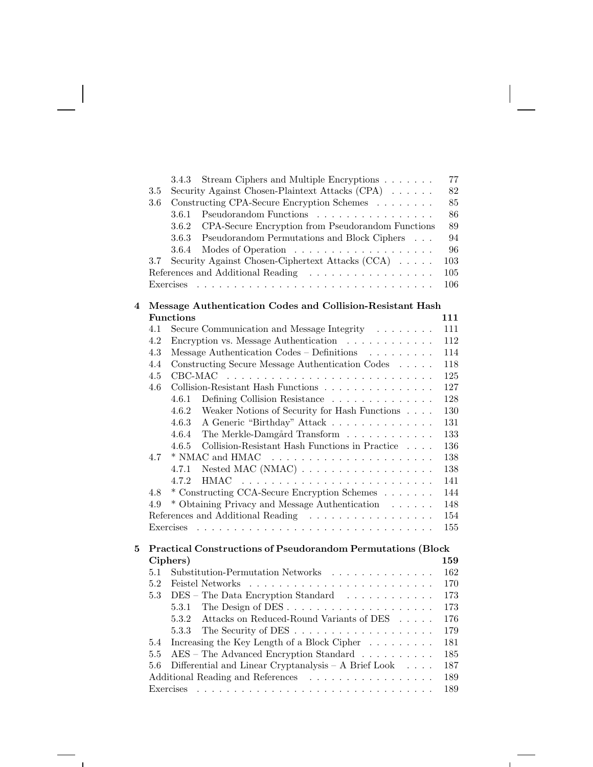3.4.3 Stream Ciphers and Multiple Encryptions . . . . . . . 77
3.5 Security Against Chosen-Plaintext Attacks (CPA) . . . . . . 82
3.6 Constructing CPA-Secure Encryption Schemes . . . . . . . . 85
3.6.1 Pseudorandom Functions . . . . . . . . . . . . . . . . 86
3.6.2 CPA-Secure Encryption from Pseudorandom Functions 89
3.6.3 Pseudorandom Permutations and Block Ciphers . . . 94
3.6.4 Modes of Operation . . . . . . . . . . . . . . . . . . 96
3.7 Security Against Chosen-Ciphertext Attacks (CCA) . . . . . 103
References and Additional Reading . . . . . . . . . . . . . . . . . 105
Exercises . . . . . . . . . . . . . . . . . . . . . . . . . . . . . . . 106

**4 Message Authentication Codes and Collision-Resistant Hash Functions 111**

4.1 Secure Communication and Message Integrity . . . . . . . . 111
4.2 Encryption vs. Message Authentication . . . . . . . . . . . . 112
4.3 Message Authentication Codes – Definitions . . . . . . . . . 114
4.4 Constructing Secure Message Authentication Codes . . . . . 118
4.5 CBC-MAC . . . . . . . . . . . . . . . . . . . . . . . . . . . . 125
4.6 Collision-Resistant Hash Functions . . . . . . . . . . . . . . . 127
4.6.1 Defining Collision Resistance . . . . . . . . . . . . . . 128
4.6.2 Weaker Notions of Security for Hash Functions . . . . 130
4.6.3 A Generic "Birthday" Attack . . . . . . . . . . . . . . 131
4.6.4 The Merkle-Damgård Transform . . . . . . . . . . . . 133
4.6.5 Collision-Resistant Hash Functions in Practice . . . . 136
4.7 * NMAC and HMAC . . . . . . . . . . . . . . . . . . . . . . 138
4.7.1 Nested MAC (NMAC) . . . . . . . . . . . . . . . . . . 138
4.7.2 HMAC . . . . . . . . . . . . . . . . . . . . . . . . . . 141
4.8 * Constructing CCA-Secure Encryption Schemes . . . . . . . 144
4.9 * Obtaining Privacy and Message Authentication . . . . . . 148
References and Additional Reading . . . . . . . . . . . . . . . . . 154
Exercises . . . . . . . . . . . . . . . . . . . . . . . . . . . . . . . 155

**5 Practical Constructions of Pseudorandom Permutations (Block Ciphers) 159**

5.1 Substitution-Permutation Networks . . . . . . . . . . . . . . 162
5.2 Feistel Networks . . . . . . . . . . . . . . . . . . . . . . . . . 170
5.3 DES – The Data Encryption Standard . . . . . . . . . . . . 173
5.3.1 The Design of DES . . . . . . . . . . . . . . . . . . . 173
5.3.2 Attacks on Reduced-Round Variants of DES . . . . . 176
5.3.3 The Security of DES . . . . . . . . . . . . . . . . . . . 179
5.4 Increasing the Key Length of a Block Cipher . . . . . . . . . 181
5.5 AES – The Advanced Encryption Standard . . . . . . . . . . 185
5.6 Differential and Linear Cryptanalysis – A Brief Look . . . . 187
Additional Reading and References . . . . . . . . . . . . . . . . . 189
Exercises . . . . . . . . . . . . . . . . . . . . . . . . . . . . . . . 189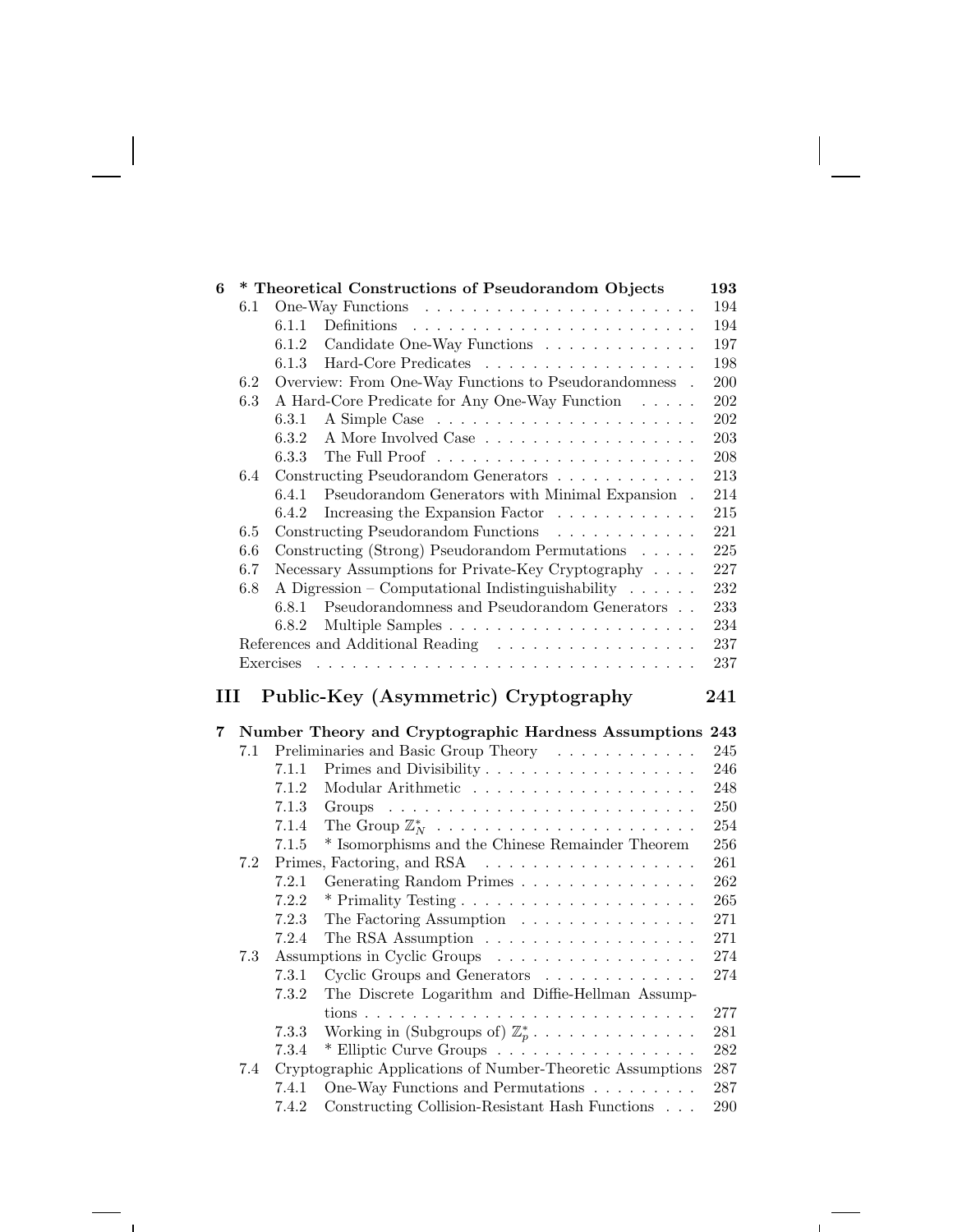**6 * Theoretical Constructions of Pseudorandom Objects 193**

- 6.1 One-Way Functions . . . . . . . . . . . . . . . . . . . . . . . 194
  - 6.1.1 Definitions . . . . . . . . . . . . . . . . . . . . . . . 194
  - 6.1.2 Candidate One-Way Functions . . . . . . . . . . . . . 197
  - 6.1.3 Hard-Core Predicates . . . . . . . . . . . . . . . . . . 198
- 6.2 Overview: From One-Way Functions to Pseudorandomness . 200
- 6.3 A Hard-Core Predicate for Any One-Way Function . . . . . 202
  - 6.3.1 A Simple Case . . . . . . . . . . . . . . . . . . . . . 202
  - 6.3.2 A More Involved Case . . . . . . . . . . . . . . . . . . 203
  - 6.3.3 The Full Proof . . . . . . . . . . . . . . . . . . . . . . 208
- 6.4 Constructing Pseudorandom Generators . . . . . . . . . . . . 213
  - 6.4.1 Pseudorandom Generators with Minimal Expansion . 214
  - 6.4.2 Increasing the Expansion Factor . . . . . . . . . . . . 215
- 6.5 Constructing Pseudorandom Functions . . . . . . . . . . . . 221
- 6.6 Constructing (Strong) Pseudorandom Permutations . . . . . 225
- 6.7 Necessary Assumptions for Private-Key Cryptography . . . . 227
- 6.8 A Digression – Computational Indistinguishability . . . . . . 232
  - 6.8.1 Pseudorandomness and Pseudorandom Generators . . 233
  - 6.8.2 Multiple Samples . . . . . . . . . . . . . . . . . . . . 234
- References and Additional Reading . . . . . . . . . . . . . . . . . 237
- Exercises . . . . . . . . . . . . . . . . . . . . . . . . . . . . . . . 237

## III Public-Key (Asymmetric) Cryptography 241

**7 Number Theory and Cryptographic Hardness Assumptions 243**

- 7.1 Preliminaries and Basic Group Theory . . . . . . . . . . . . 245
  - 7.1.1 Primes and Divisibility . . . . . . . . . . . . . . . . . . 246
  - 7.1.2 Modular Arithmetic . . . . . . . . . . . . . . . . . . . 248
  - 7.1.3 Groups . . . . . . . . . . . . . . . . . . . . . . . . . . 250
  - 7.1.4 The Group $\mathbb{Z}_N^*$ . . . . . . . . . . . . . . . . . . . . . . 254
  - 7.1.5 * Isomorphisms and the Chinese Remainder Theorem 256
- 7.2 Primes, Factoring, and RSA . . . . . . . . . . . . . . . . . . 261
  - 7.2.1 Generating Random Primes . . . . . . . . . . . . . . . 262
  - 7.2.2 * Primality Testing . . . . . . . . . . . . . . . . . . . . 265
  - 7.2.3 The Factoring Assumption . . . . . . . . . . . . . . . 271
  - 7.2.4 The RSA Assumption . . . . . . . . . . . . . . . . . . 271
- 7.3 Assumptions in Cyclic Groups . . . . . . . . . . . . . . . . . 274
  - 7.3.1 Cyclic Groups and Generators . . . . . . . . . . . . . 274
  - 7.3.2 The Discrete Logarithm and Diffie-Hellman Assumptions . . . . . . . . . . . . . . . . . . . . . . . . . . . . 277
  - 7.3.3 Working in (Subgroups of) $\mathbb{Z}_p^*$ . . . . . . . . . . . . . . 281
  - 7.3.4 * Elliptic Curve Groups . . . . . . . . . . . . . . . . . 282
- 7.4 Cryptographic Applications of Number-Theoretic Assumptions 287
  - 7.4.1 One-Way Functions and Permutations . . . . . . . . . 287
  - 7.4.2 Constructing Collision-Resistant Hash Functions . . . 290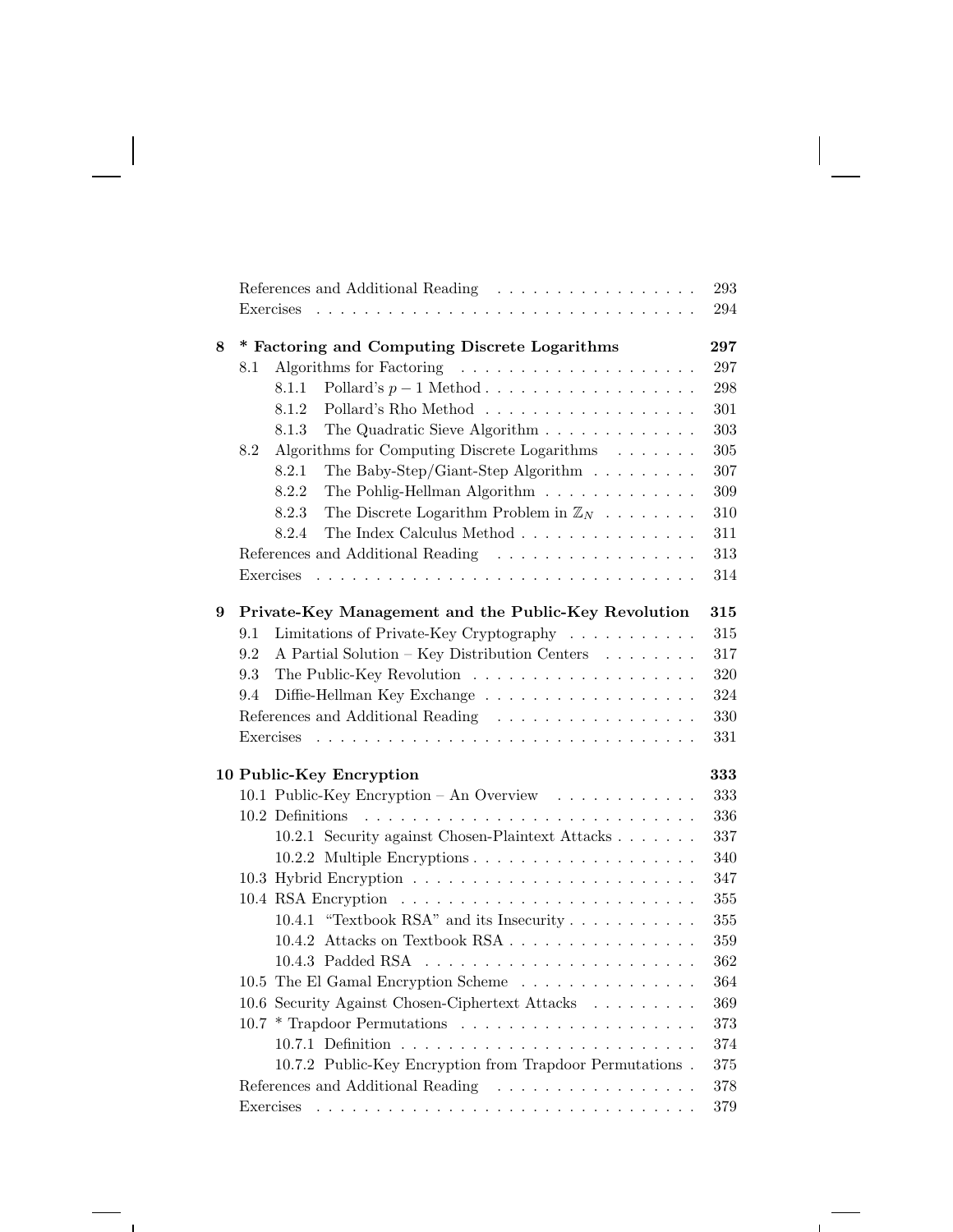References and Additional Reading . . . . . . . . . . . . . . . . . 293
Exercises . . . . . . . . . . . . . . . . . . . . . . . . . . . . . . . 294

**8 * Factoring and Computing Discrete Logarithms** **297**

- 8.1 Algorithms for Factoring . . . . . . . . . . . . . . . . . . . . 297
  - 8.1.1 Pollard's $p - 1$ Method . . . . . . . . . . . . . . . . . . 298
  - 8.1.2 Pollard's Rho Method . . . . . . . . . . . . . . . . . . 301
  - 8.1.3 The Quadratic Sieve Algorithm . . . . . . . . . . . . . 303
- 8.2 Algorithms for Computing Discrete Logarithms . . . . . . . 305
  - 8.2.1 The Baby-Step/Giant-Step Algorithm . . . . . . . . . 307
  - 8.2.2 The Pohlig-Hellman Algorithm . . . . . . . . . . . . . 309
  - 8.2.3 The Discrete Logarithm Problem in $\mathbb{Z}_N$ . . . . . . . . 310
  - 8.2.4 The Index Calculus Method . . . . . . . . . . . . . . . 311
- References and Additional Reading . . . . . . . . . . . . . . . . . 313
- Exercises . . . . . . . . . . . . . . . . . . . . . . . . . . . . . . . 314

**9 Private-Key Management and the Public-Key Revolution** **315**

- 9.1 Limitations of Private-Key Cryptography . . . . . . . . . . . 315
- 9.2 A Partial Solution – Key Distribution Centers . . . . . . . . 317
- 9.3 The Public-Key Revolution . . . . . . . . . . . . . . . . . . . 320
- 9.4 Diffie-Hellman Key Exchange . . . . . . . . . . . . . . . . . . 324
- References and Additional Reading . . . . . . . . . . . . . . . . . 330
- Exercises . . . . . . . . . . . . . . . . . . . . . . . . . . . . . . . 331

**10 Public-Key Encryption** **333**

- 10.1 Public-Key Encryption – An Overview . . . . . . . . . . . . 333
- 10.2 Definitions . . . . . . . . . . . . . . . . . . . . . . . . . . . . 336
  - 10.2.1 Security against Chosen-Plaintext Attacks . . . . . . . 337
  - 10.2.2 Multiple Encryptions . . . . . . . . . . . . . . . . . . . 340
- 10.3 Hybrid Encryption . . . . . . . . . . . . . . . . . . . . . . . . 347
- 10.4 RSA Encryption . . . . . . . . . . . . . . . . . . . . . . . . . 355
  - 10.4.1 "Textbook RSA" and its Insecurity . . . . . . . . . . . 355
  - 10.4.2 Attacks on Textbook RSA . . . . . . . . . . . . . . . . 359
  - 10.4.3 Padded RSA . . . . . . . . . . . . . . . . . . . . . . . 362
- 10.5 The El Gamal Encryption Scheme . . . . . . . . . . . . . . . 364
- 10.6 Security Against Chosen-Ciphertext Attacks . . . . . . . . . 369
- 10.7 * Trapdoor Permutations . . . . . . . . . . . . . . . . . . . . 373
  - 10.7.1 Definition . . . . . . . . . . . . . . . . . . . . . . . . . 374
  - 10.7.2 Public-Key Encryption from Trapdoor Permutations . 375
- References and Additional Reading . . . . . . . . . . . . . . . . . 378
- Exercises . . . . . . . . . . . . . . . . . . . . . . . . . . . . . . . 379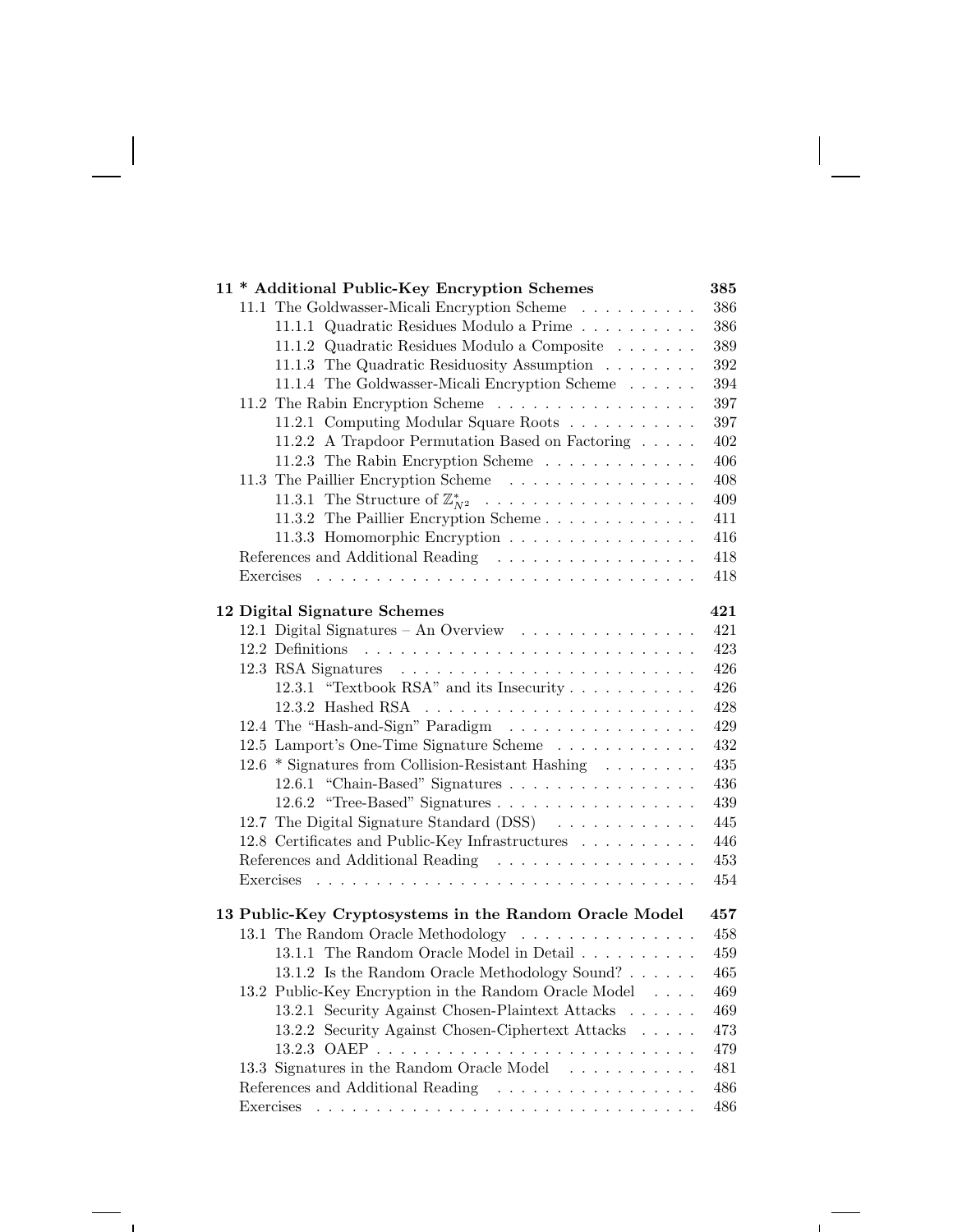**11 * Additional Public-Key Encryption Schemes** **385**

- 11.1 The Goldwasser-Micali Encryption Scheme . . . . . . . . . . 386
  - 11.1.1 Quadratic Residues Modulo a Prime . . . . . . . . . . 386
  - 11.1.2 Quadratic Residues Modulo a Composite . . . . . . . 389
  - 11.1.3 The Quadratic Residuosity Assumption . . . . . . . . 392
  - 11.1.4 The Goldwasser-Micali Encryption Scheme . . . . . . 394
- 11.2 The Rabin Encryption Scheme . . . . . . . . . . . . . . . . . 397
  - 11.2.1 Computing Modular Square Roots . . . . . . . . . . . 397
  - 11.2.2 A Trapdoor Permutation Based on Factoring . . . . . 402
  - 11.2.3 The Rabin Encryption Scheme . . . . . . . . . . . . . 406
- 11.3 The Paillier Encryption Scheme . . . . . . . . . . . . . . . . 408
  - 11.3.1 The Structure of $\mathbb{Z}^*_{N^2}$ . . . . . . . . . . . . . . . . . . 409
  - 11.3.2 The Paillier Encryption Scheme . . . . . . . . . . . . . 411
  - 11.3.3 Homomorphic Encryption . . . . . . . . . . . . . . . . 416
- References and Additional Reading . . . . . . . . . . . . . . . . . 418
- Exercises . . . . . . . . . . . . . . . . . . . . . . . . . . . . . . 418

**12 Digital Signature Schemes** **421**

- 12.1 Digital Signatures – An Overview . . . . . . . . . . . . . . . 421
- 12.2 Definitions . . . . . . . . . . . . . . . . . . . . . . . . . . . . 423
- 12.3 RSA Signatures . . . . . . . . . . . . . . . . . . . . . . . . . 426
  - 12.3.1 "Textbook RSA" and its Insecurity . . . . . . . . . . . 426
  - 12.3.2 Hashed RSA . . . . . . . . . . . . . . . . . . . . . . . 428
- 12.4 The "Hash-and-Sign" Paradigm . . . . . . . . . . . . . . . . 429
- 12.5 Lamport's One-Time Signature Scheme . . . . . . . . . . . . 432
- 12.6 * Signatures from Collision-Resistant Hashing . . . . . . . . 435
  - 12.6.1 "Chain-Based" Signatures . . . . . . . . . . . . . . . . 436
  - 12.6.2 "Tree-Based" Signatures . . . . . . . . . . . . . . . . . 439
- 12.7 The Digital Signature Standard (DSS) . . . . . . . . . . . . 445
- 12.8 Certificates and Public-Key Infrastructures . . . . . . . . . . 446
- References and Additional Reading . . . . . . . . . . . . . . . . . 453
- Exercises . . . . . . . . . . . . . . . . . . . . . . . . . . . . . . 454

**13 Public-Key Cryptosystems in the Random Oracle Model** **457**

- 13.1 The Random Oracle Methodology . . . . . . . . . . . . . . . 458
  - 13.1.1 The Random Oracle Model in Detail . . . . . . . . . . 459
  - 13.1.2 Is the Random Oracle Methodology Sound? . . . . . . 465
- 13.2 Public-Key Encryption in the Random Oracle Model . . . . 469
  - 13.2.1 Security Against Chosen-Plaintext Attacks . . . . . . 469
  - 13.2.2 Security Against Chosen-Ciphertext Attacks . . . . . 473
  - 13.2.3 OAEP . . . . . . . . . . . . . . . . . . . . . . . . . . . 479
- 13.3 Signatures in the Random Oracle Model . . . . . . . . . . . 481
- References and Additional Reading . . . . . . . . . . . . . . . . . 486
- Exercises . . . . . . . . . . . . . . . . . . . . . . . . . . . . . . 486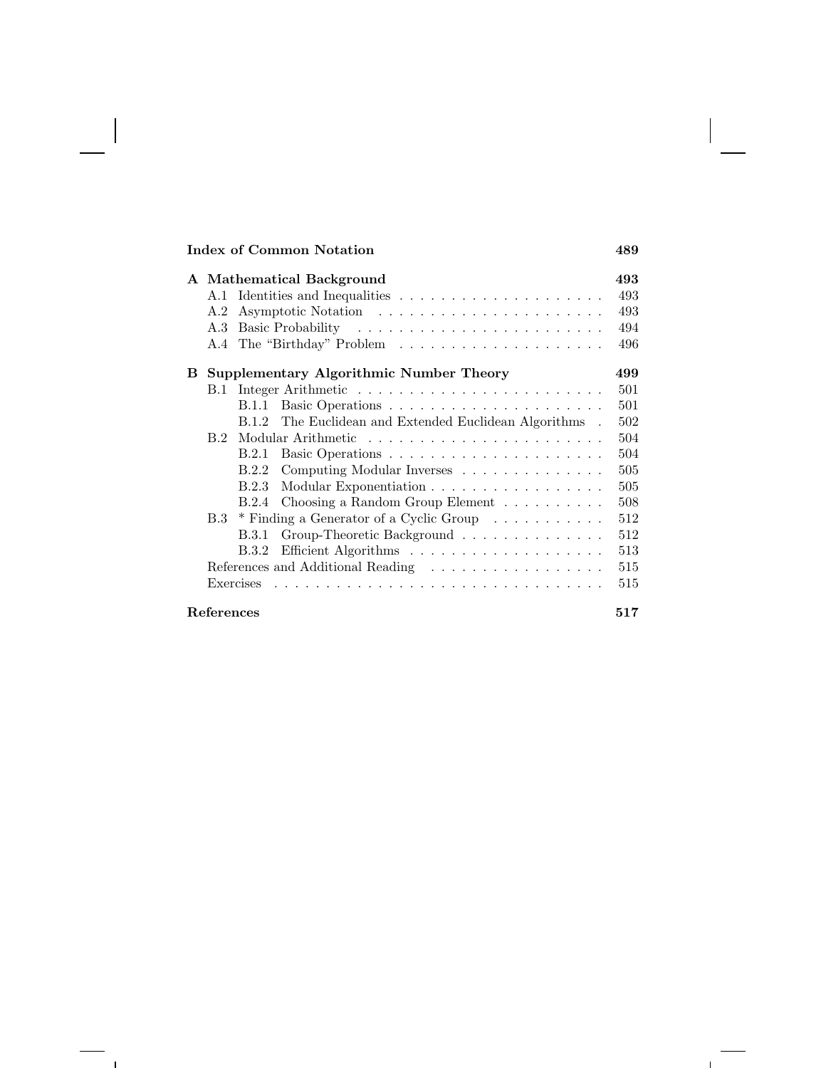| | | |
|---|---|---|
| **Index of Common Notation** | | **489** |
| **A** | **Mathematical Background** | **493** |
| | A.1 Identities and Inequalities | 493 |
| | A.2 Asymptotic Notation | 493 |
| | A.3 Basic Probability | 494 |
| | A.4 The "Birthday" Problem | 496 |
| **B** | **Supplementary Algorithmic Number Theory** | **499** |
| | B.1 Integer Arithmetic | 501 |
| | B.1.1 Basic Operations | 501 |
| | B.1.2 The Euclidean and Extended Euclidean Algorithms | 502 |
| | B.2 Modular Arithmetic | 504 |
| | B.2.1 Basic Operations | 504 |
| | B.2.2 Computing Modular Inverses | 505 |
| | B.2.3 Modular Exponentiation | 505 |
| | B.2.4 Choosing a Random Group Element | 508 |
| | B.3 * Finding a Generator of a Cyclic Group | 512 |
| | B.3.1 Group-Theoretic Background | 512 |
| | B.3.2 Efficient Algorithms | 513 |
| | References and Additional Reading | 515 |
| | Exercises | 515 |
| **References** | | **517** |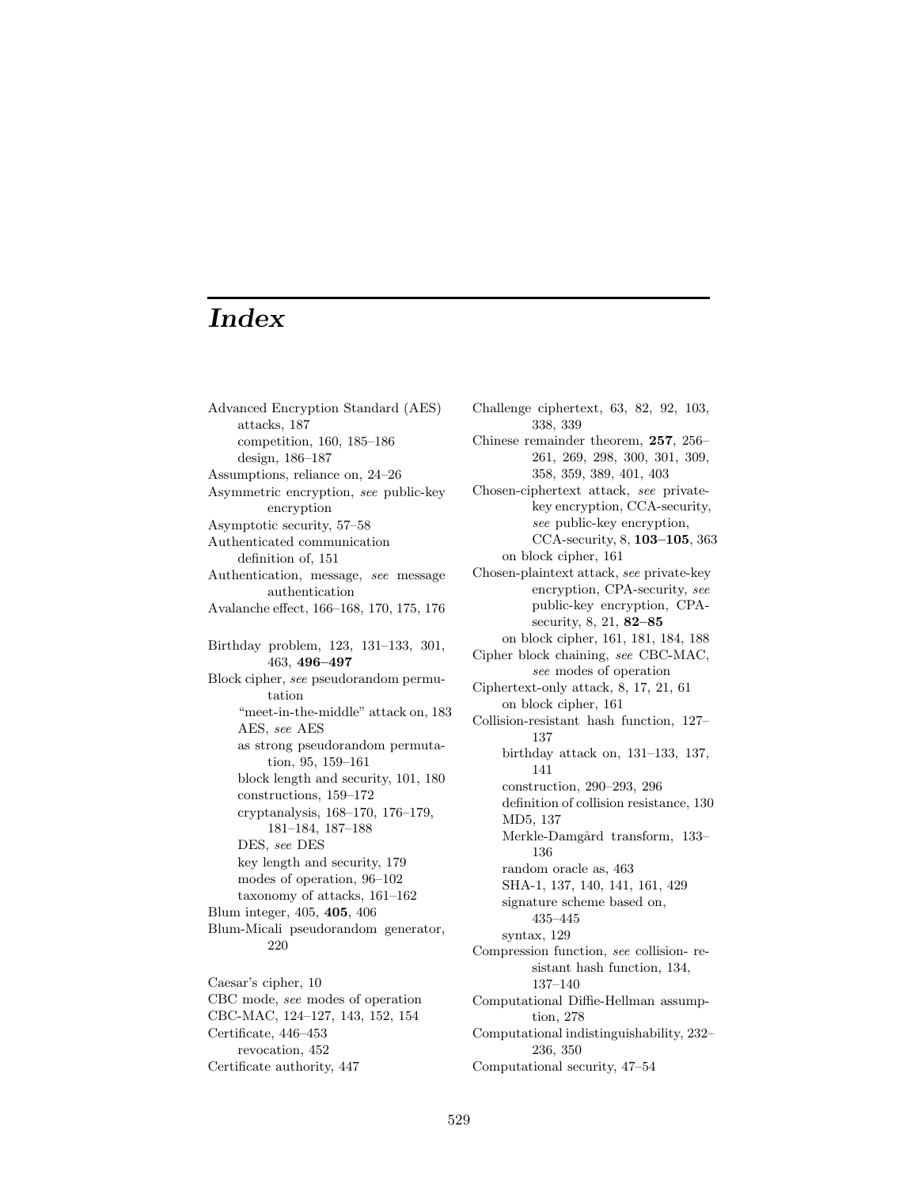// Index

Advanced Encryption Standard (AES)
- attacks, 187
- competition, 160, 185–186
- design, 186–187

Assumptions, reliance on, 24–26

Asymmetric encryption, *see* public-key encryption

Asymptotic security, 57–58

Authenticated communication
- definition of, 151

Authentication, message, *see* message authentication

Avalanche effect, 166–168, 170, 175, 176

Birthday problem, 123, 131–133, 301, 463, **496–497**

Block cipher, *see* pseudorandom permutation
- "meet-in-the-middle" attack on, 183
- AES, *see* AES
- as strong pseudorandom permutation, 95, 159–161
- block length and security, 101, 180
- constructions, 159–172
- cryptanalysis, 168–170, 176–179, 181–184, 187–188
- DES, *see* DES
- key length and security, 179
- modes of operation, 96–102
- taxonomy of attacks, 161–162

Blum integer, 405, **405**, 406

Blum-Micali pseudorandom generator, 220

Caesar's cipher, 10

CBC mode, *see* modes of operation

CBC-MAC, 124–127, 143, 152, 154

Certificate, 446–453
- revocation, 452

Certificate authority, 447

Challenge ciphertext, 63, 82, 92, 103, 338, 339

Chinese remainder theorem, **257**, 256–261, 269, 298, 300, 301, 309, 358, 359, 389, 401, 403

Chosen-ciphertext attack, *see* private-key encryption, CCA-security, *see* public-key encryption, CCA-security, 8, **103–105**, 363
- on block cipher, 161

Chosen-plaintext attack, *see* private-key encryption, CPA-security, *see* public-key encryption, CPA-security, 8, 21, **82–85**
- on block cipher, 161, 181, 184, 188

Cipher block chaining, *see* CBC-MAC, *see* modes of operation

Ciphertext-only attack, 8, 17, 21, 61
- on block cipher, 161

Collision-resistant hash function, 127–137
- birthday attack on, 131–133, 137, 141
- construction, 290–293, 296
- definition of collision resistance, 130
- MD5, 137
- Merkle-Damgård transform, 133–136
- random oracle as, 463
- SHA-1, 137, 140, 141, 161, 429
- signature scheme based on, 435–445
- syntax, 129

Compression function, *see* collision- resistant hash function, 134, 137–140

Computational Diffie-Hellman assumption, 278

Computational indistinguishability, 232–236, 350

Computational security, 47–54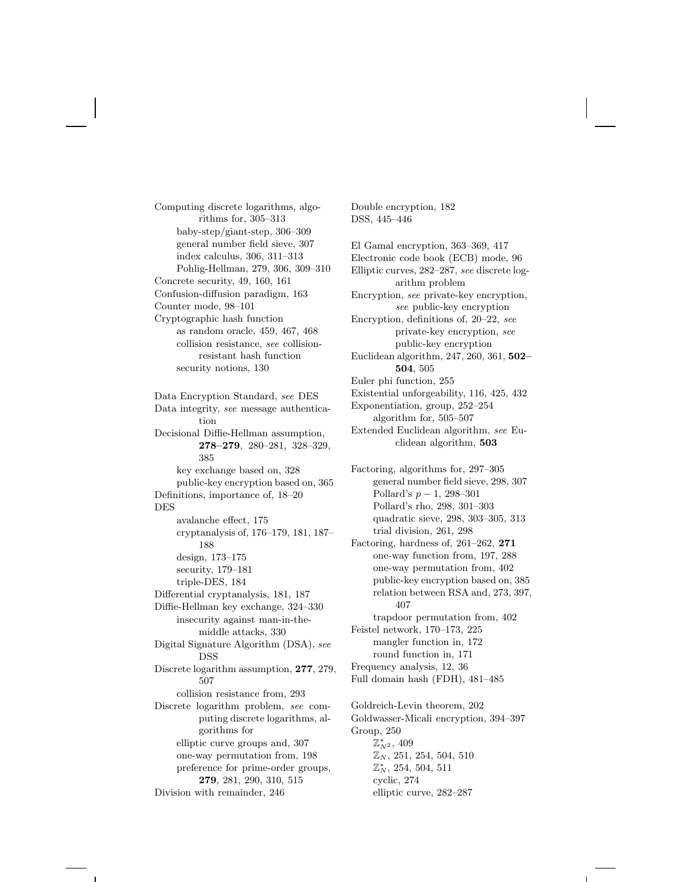Computing discrete logarithms, algorithms for, 305–313
- baby-step/giant-step, 306–309
- general number field sieve, 307
- index calculus, 306, 311–313
- Pohlig-Hellman, 279, 306, 309–310

Concrete security, 49, 160, 161
Confusion-diffusion paradigm, 163
Counter mode, 98–101
Cryptographic hash function
- as random oracle, 459, 467, 468
- collision resistance, *see* collision-resistant hash function
- security notions, 130

Data Encryption Standard, *see* DES
Data integrity, *see* message authentication
Decisional Diffie-Hellman assumption, **278–279**, 280–281, 328–329, 385
- key exchange based on, 328
- public-key encryption based on, 365

Definitions, importance of, 18–20
DES
- avalanche effect, 175
- cryptanalysis of, 176–179, 181, 187–188
- design, 173–175
- security, 179–181
- triple-DES, 184

Differential cryptanalysis, 181, 187
Diffie-Hellman key exchange, 324–330
- insecurity against man-in-the-middle attacks, 330

Digital Signature Algorithm (DSA), *see* DSS
Discrete logarithm assumption, **277**, 279, 507
- collision resistance from, 293

Discrete logarithm problem, *see* computing discrete logarithms, algorithms for
- elliptic curve groups and, 307
- one-way permutation from, 198
- preference for prime-order groups, **279**, 281, 290, 310, 515

Division with remainder, 246

Double encryption, 182
DSS, 445–446

El Gamal encryption, 363–369, 417
Electronic code book (ECB) mode, 96
Elliptic curves, 282–287, *see* discrete logarithm problem
Encryption, *see* private-key encryption, *see* public-key encryption
Encryption, definitions of, 20–22, *see* private-key encryption, *see* public-key encryption
Euclidean algorithm, 247, 260, 361, **502–504**, 505
Euler phi function, 255
Existential unforgeability, 116, 425, 432
Exponentiation, group, 252–254
- algorithm for, 505–507

Extended Euclidean algorithm, *see* Euclidean algorithm, **503**

Factoring, algorithms for, 297–305
- general number field sieve, 298, 307
- Pollard's $p-1$, 298–301
- Pollard's rho, 298, 301–303
- quadratic sieve, 298, 303–305, 313
- trial division, 261, 298

Factoring, hardness of, 261–262, **271**
- one-way function from, 197, 288
- one-way permutation from, 402
- public-key encryption based on, 385
- relation between RSA and, 273, 397, 407
- trapdoor permutation from, 402

Feistel network, 170–173, 225
- mangler function in, 172
- round function in, 171

Frequency analysis, 12, 36
Full domain hash (FDH), 481–485

Goldreich-Levin theorem, 202
Goldwasser-Micali encryption, 394–397
Group, 250
- $\mathbb{Z}^*_{N^2}$, 409
- $\mathbb{Z}_N$, 251, 254, 504, 510
- $\mathbb{Z}^*_N$, 254, 504, 511
- cyclic, 274
- elliptic curve, 282–287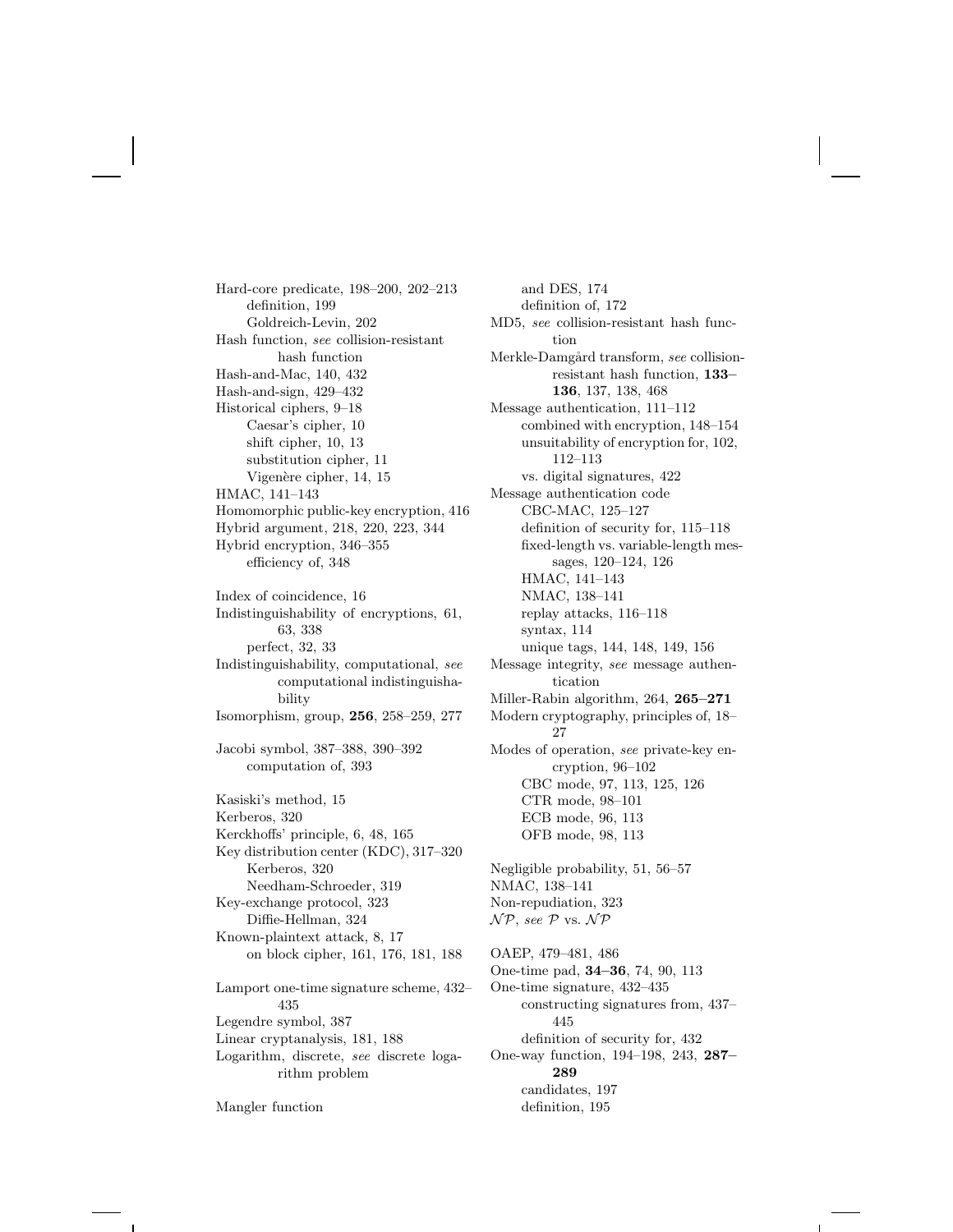Hard-core predicate, 198–200, 202–213
  definition, 199
  Goldreich-Levin, 202
Hash function, *see* collision-resistant hash function
Hash-and-Mac, 140, 432
Hash-and-sign, 429–432
Historical ciphers, 9–18
  Caesar's cipher, 10
  shift cipher, 10, 13
  substitution cipher, 11
  Vigenère cipher, 14, 15
HMAC, 141–143
Homomorphic public-key encryption, 416
Hybrid argument, 218, 220, 223, 344
Hybrid encryption, 346–355
  efficiency of, 348

Index of coincidence, 16
Indistinguishability of encryptions, 61, 63, 338
  perfect, 32, 33
Indistinguishability, computational, *see* computational indistinguishability
Isomorphism, group, **256**, 258–259, 277

Jacobi symbol, 387–388, 390–392
  computation of, 393

Kasiski's method, 15
Kerberos, 320
Kerckhoffs' principle, 6, 48, 165
Key distribution center (KDC), 317–320
  Kerberos, 320
  Needham-Schroeder, 319
Key-exchange protocol, 323
  Diffie-Hellman, 324
Known-plaintext attack, 8, 17
  on block cipher, 161, 176, 181, 188

Lamport one-time signature scheme, 432–435
Legendre symbol, 387
Linear cryptanalysis, 181, 188
Logarithm, discrete, *see* discrete logarithm problem

Mangler function
  and DES, 174
  definition of, 172
MD5, *see* collision-resistant hash function
Merkle-Damgård transform, *see* collision-resistant hash function, **133–136**, 137, 138, 468
Message authentication, 111–112
  combined with encryption, 148–154
  unsuitability of encryption for, 102, 112–113
  vs. digital signatures, 422
Message authentication code
  CBC-MAC, 125–127
  definition of security for, 115–118
  fixed-length vs. variable-length messages, 120–124, 126
  HMAC, 141–143
  NMAC, 138–141
  replay attacks, 116–118
  syntax, 114
  unique tags, 144, 148, 149, 156
Message integrity, *see* message authentication
Miller-Rabin algorithm, 264, **265–271**
Modern cryptography, principles of, 18–27
Modes of operation, *see* private-key encryption, 96–102
  CBC mode, 97, 113, 125, 126
  CTR mode, 98–101
  ECB mode, 96, 113
  OFB mode, 98, 113

Negligible probability, 51, 56–57
NMAC, 138–141
Non-repudiation, 323
$\mathcal{NP}$, *see* $\mathcal{P}$ vs. $\mathcal{NP}$

OAEP, 479–481, 486
One-time pad, **34–36**, 74, 90, 113
One-time signature, 432–435
  constructing signatures from, 437–445
  definition of security for, 432
One-way function, 194–198, 243, **287–289**
  candidates, 197
  definition, 195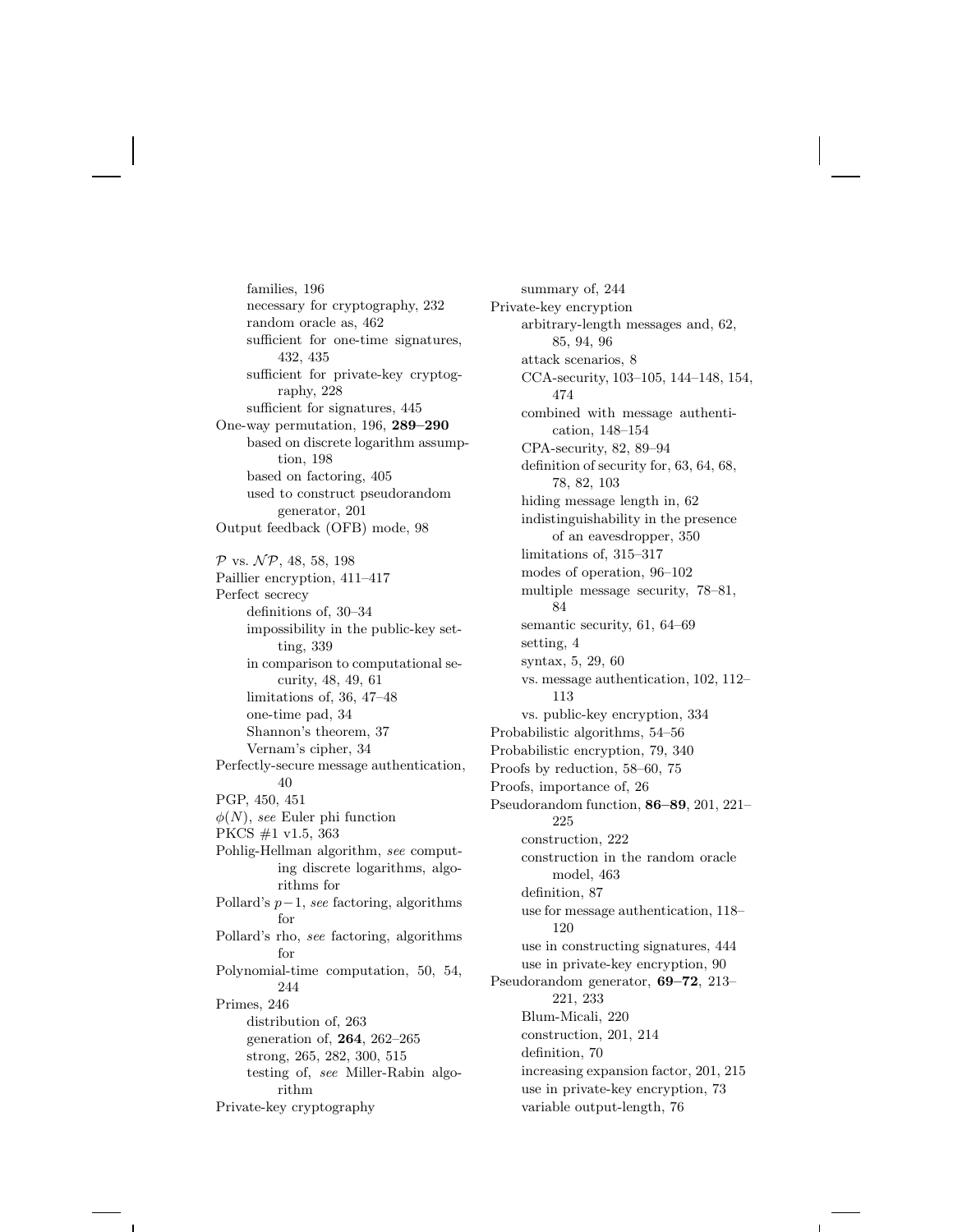families, 196
necessary for cryptography, 232
random oracle as, 462
sufficient for one-time signatures, 432, 435
sufficient for private-key cryptography, 228
sufficient for signatures, 445

One-way permutation, 196, **289–290**
based on discrete logarithm assumption, 198
based on factoring, 405
used to construct pseudorandom generator, 201

Output feedback (OFB) mode, 98

$\mathcal{P}$ vs. $\mathcal{NP}$, 48, 58, 198

Paillier encryption, 411–417

Perfect secrecy
definitions of, 30–34
impossibility in the public-key setting, 339
in comparison to computational security, 48, 49, 61
limitations of, 36, 47–48
one-time pad, 34
Shannon's theorem, 37
Vernam's cipher, 34

Perfectly-secure message authentication, 40

PGP, 450, 451

$\phi(N)$, *see* Euler phi function

PKCS #1 v1.5, 363

Pohlig-Hellman algorithm, *see* computing discrete logarithms, algorithms for

Pollard's $p-1$, *see* factoring, algorithms for

Pollard's rho, *see* factoring, algorithms for

Polynomial-time computation, 50, 54, 244

Primes, 246
distribution of, 263
generation of, **264**, 262–265
strong, 265, 282, 300, 515
testing of, *see* Miller-Rabin algorithm

Private-key cryptography
summary of, 244

Private-key encryption
arbitrary-length messages and, 62, 85, 94, 96
attack scenarios, 8
CCA-security, 103–105, 144–148, 154, 474
combined with message authentication, 148–154
CPA-security, 82, 89–94
definition of security for, 63, 64, 68, 78, 82, 103
hiding message length in, 62
indistinguishability in the presence of an eavesdropper, 350
limitations of, 315–317
modes of operation, 96–102
multiple message security, 78–81, 84
semantic security, 61, 64–69
setting, 4
syntax, 5, 29, 60
vs. message authentication, 102, 112–113
vs. public-key encryption, 334

Probabilistic algorithms, 54–56

Probabilistic encryption, 79, 340

Proofs by reduction, 58–60, 75

Proofs, importance of, 26

Pseudorandom function, **86–89**, 201, 221–225
construction, 222
construction in the random oracle model, 463
definition, 87
use for message authentication, 118–120
use in constructing signatures, 444
use in private-key encryption, 90

Pseudorandom generator, **69–72**, 213–221, 233
Blum-Micali, 220
construction, 201, 214
definition, 70
increasing expansion factor, 201, 215
use in private-key encryption, 73
variable output-length, 76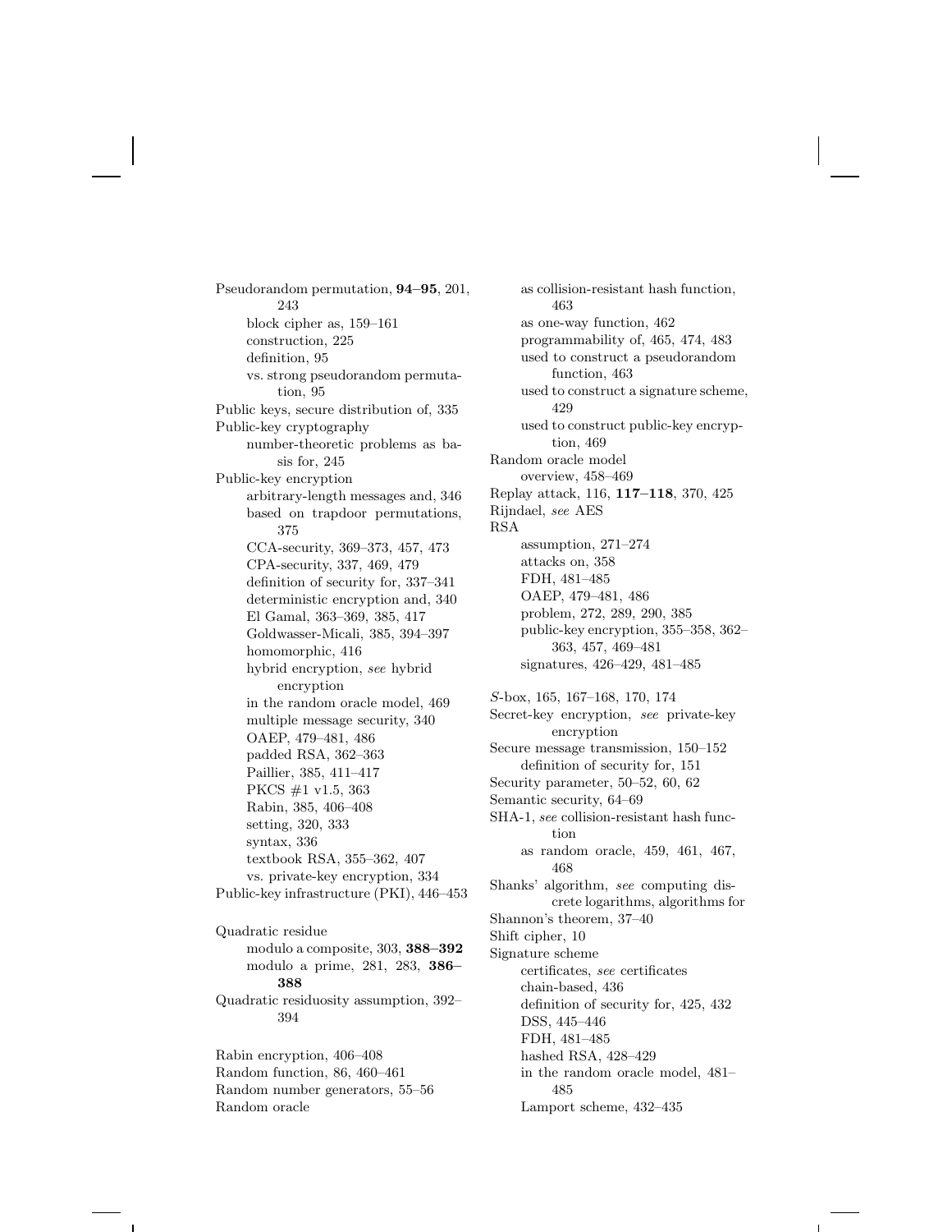Pseudorandom permutation, **94–95**, 201, 243
- block cipher as, 159–161
- construction, 225
- definition, 95
- vs. strong pseudorandom permutation, 95

Public keys, secure distribution of, 335

Public-key cryptography
- number-theoretic problems as basis for, 245

Public-key encryption
- arbitrary-length messages and, 346
- based on trapdoor permutations, 375
- CCA-security, 369–373, 457, 473
- CPA-security, 337, 469, 479
- definition of security for, 337–341
- deterministic encryption and, 340
- El Gamal, 363–369, 385, 417
- Goldwasser-Micali, 385, 394–397
- homomorphic, 416
- hybrid encryption, *see* hybrid encryption
- in the random oracle model, 469
- multiple message security, 340
- OAEP, 479–481, 486
- padded RSA, 362–363
- Paillier, 385, 411–417
- PKCS #1 v1.5, 363
- Rabin, 385, 406–408
- setting, 320, 333
- syntax, 336
- textbook RSA, 355–362, 407
- vs. private-key encryption, 334

Public-key infrastructure (PKI), 446–453

Quadratic residue
- modulo a composite, 303, **388–392**
- modulo a prime, 281, 283, **386–388**

Quadratic residuosity assumption, 392–394

Rabin encryption, 406–408

Random function, 86, 460–461

Random number generators, 55–56

Random oracle
- as collision-resistant hash function, 463
- as one-way function, 462
- programmability of, 465, 474, 483
- used to construct a pseudorandom function, 463
- used to construct a signature scheme, 429
- used to construct public-key encryption, 469

Random oracle model
- overview, 458–469

Replay attack, 116, **117–118**, 370, 425

Rijndael, *see* AES

RSA
- assumption, 271–274
- attacks on, 358
- FDH, 481–485
- OAEP, 479–481, 486
- problem, 272, 289, 290, 385
- public-key encryption, 355–358, 362–363, 457, 469–481
- signatures, 426–429, 481–485

*S*-box, 165, 167–168, 170, 174

Secret-key encryption, *see* private-key encryption

Secure message transmission, 150–152
- definition of security for, 151

Security parameter, 50–52, 60, 62

Semantic security, 64–69

SHA-1, *see* collision-resistant hash function
- as random oracle, 459, 461, 467, 468

Shanks' algorithm, *see* computing discrete logarithms, algorithms for

Shannon's theorem, 37–40

Shift cipher, 10

Signature scheme
- certificates, *see* certificates
- chain-based, 436
- definition of security for, 425, 432
- DSS, 445–446
- FDH, 481–485
- hashed RSA, 428–429
- in the random oracle model, 481–485
- Lamport scheme, 432–435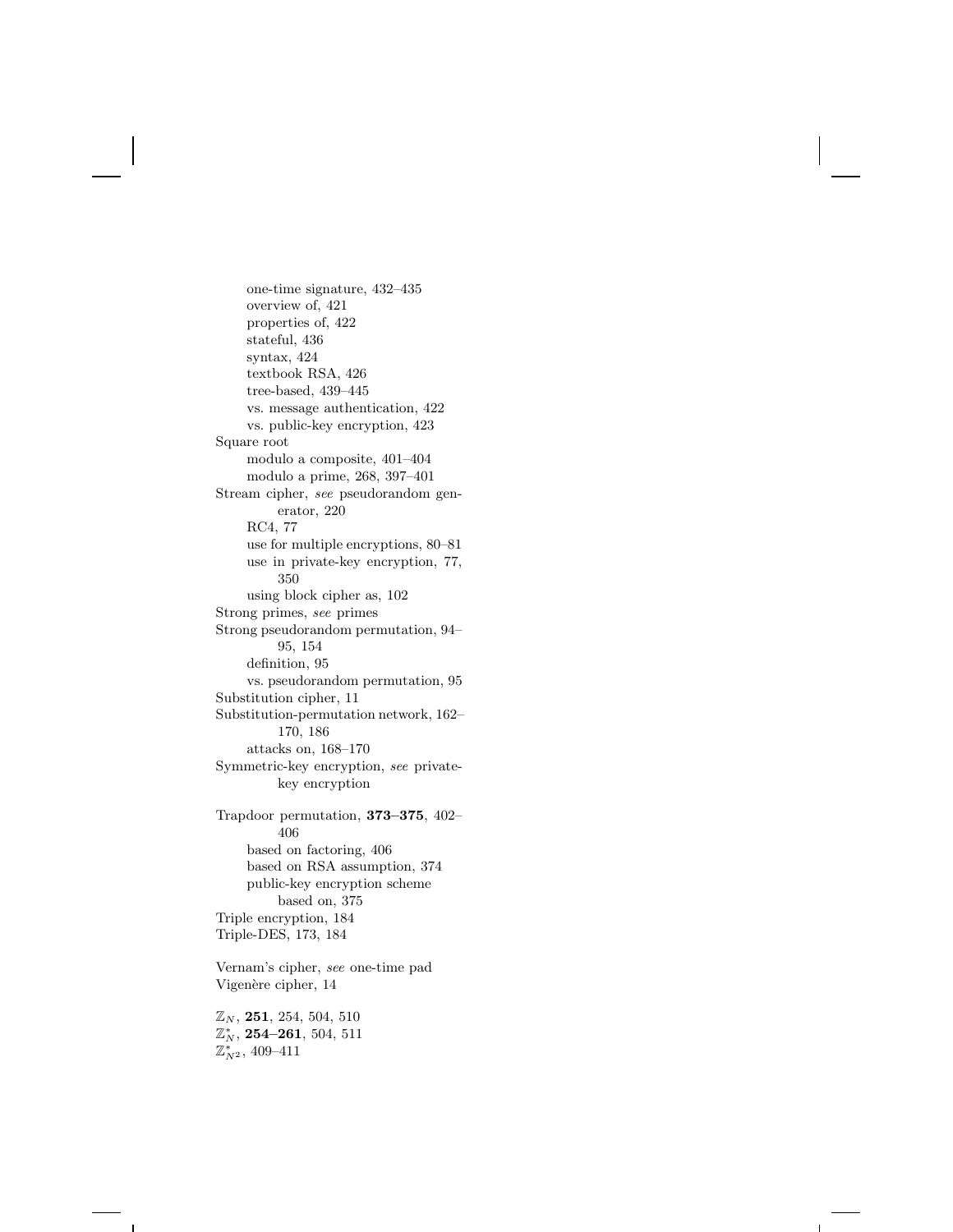one-time signature, 432–435
overview of, 421
properties of, 422
stateful, 436
syntax, 424
textbook RSA, 426
tree-based, 439–445
vs. message authentication, 422
vs. public-key encryption, 423

Square root
modulo a composite, 401–404
modulo a prime, 268, 397–401

Stream cipher, *see* pseudorandom generator, 220
RC4, 77
use for multiple encryptions, 80–81
use in private-key encryption, 77, 350
using block cipher as, 102

Strong primes, *see* primes

Strong pseudorandom permutation, 94–95, 154
definition, 95
vs. pseudorandom permutation, 95

Substitution cipher, 11

Substitution-permutation network, 162–170, 186
attacks on, 168–170

Symmetric-key encryption, *see* private-key encryption

Trapdoor permutation, **373–375**, 402–406
based on factoring, 406
based on RSA assumption, 374
public-key encryption scheme based on, 375

Triple encryption, 184

Triple-DES, 173, 184

Vernam's cipher, *see* one-time pad

Vigenère cipher, 14

$\mathbb{Z}_N$, **251**, 254, 504, 510

$\mathbb{Z}_N^*$, **254–261**, 504, 511

$\mathbb{Z}_{N^2}^*$, 409–411